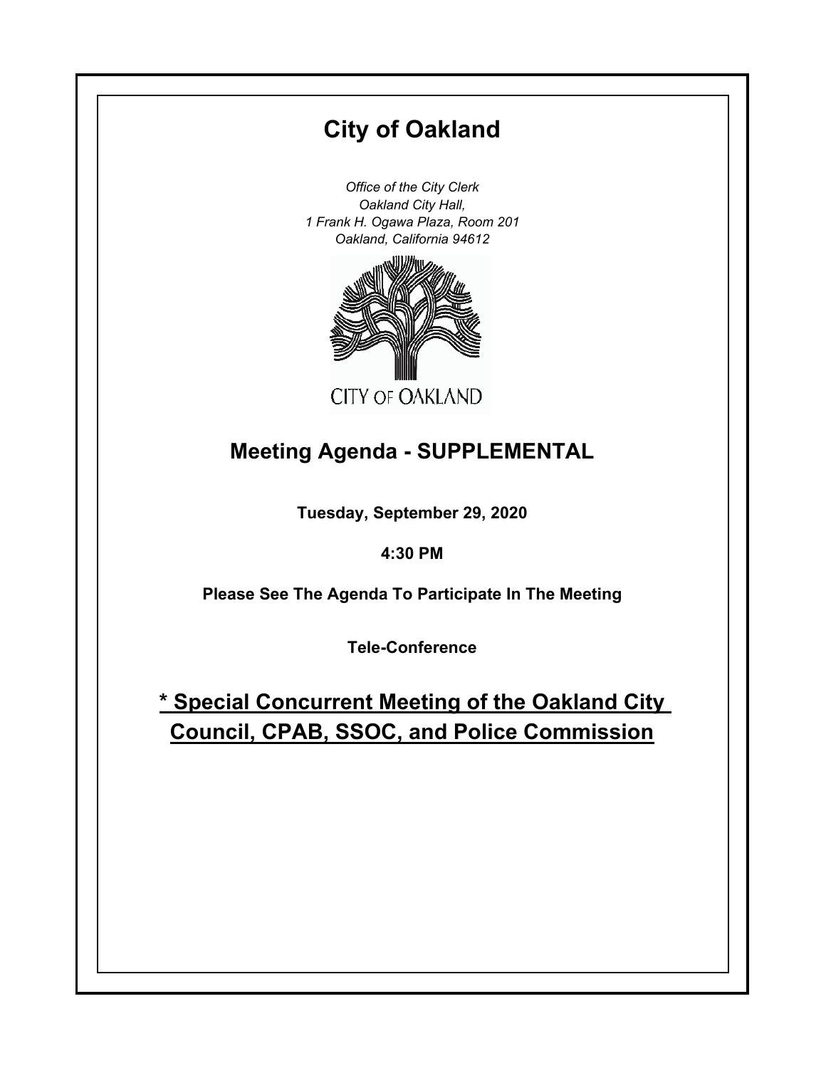# City of Oakland

*Office of the City Clerk*
*Oakland City Hall,*
*1 Frank H. Ogawa Plaza, Room 201*
*Oakland, California 94612*

CITY OF OAKLAND

## Meeting Agenda - SUPPLEMENTAL

**Tuesday, September 29, 2020**

**4:30 PM**

**Please See The Agenda To Participate In The Meeting**

**Tele-Conference**

## * Special Concurrent Meeting of the Oakland City Council, CPAB, SSOC, and Police Commission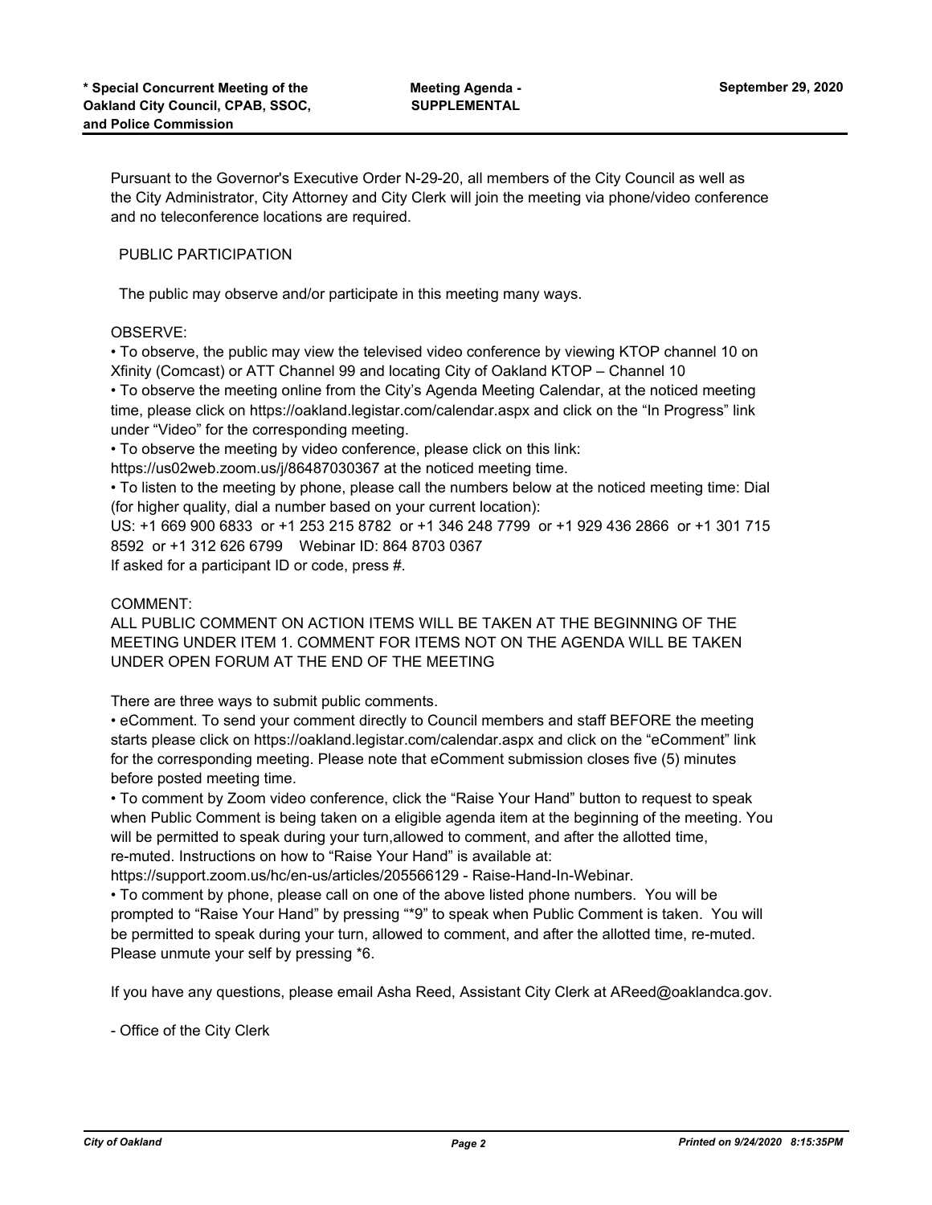Pursuant to the Governor's Executive Order N-29-20, all members of the City Council as well as the City Administrator, City Attorney and City Clerk will join the meeting via phone/video conference and no teleconference locations are required.

PUBLIC PARTICIPATION

The public may observe and/or participate in this meeting many ways.

OBSERVE:

• To observe, the public may view the televised video conference by viewing KTOP channel 10 on Xfinity (Comcast) or ATT Channel 99 and locating City of Oakland KTOP – Channel 10

• To observe the meeting online from the City's Agenda Meeting Calendar, at the noticed meeting time, please click on https://oakland.legistar.com/calendar.aspx and click on the "In Progress" link under "Video" for the corresponding meeting.

• To observe the meeting by video conference, please click on this link: https://us02web.zoom.us/j/86487030367 at the noticed meeting time.

• To listen to the meeting by phone, please call the numbers below at the noticed meeting time: Dial (for higher quality, dial a number based on your current location):
US: +1 669 900 6833 or +1 253 215 8782 or +1 346 248 7799 or +1 929 436 2866 or +1 301 715 8592 or +1 312 626 6799 Webinar ID: 864 8703 0367
If asked for a participant ID or code, press #.

COMMENT:

ALL PUBLIC COMMENT ON ACTION ITEMS WILL BE TAKEN AT THE BEGINNING OF THE MEETING UNDER ITEM 1. COMMENT FOR ITEMS NOT ON THE AGENDA WILL BE TAKEN UNDER OPEN FORUM AT THE END OF THE MEETING

There are three ways to submit public comments.

• eComment. To send your comment directly to Council members and staff BEFORE the meeting starts please click on https://oakland.legistar.com/calendar.aspx and click on the "eComment" link for the corresponding meeting. Please note that eComment submission closes five (5) minutes before posted meeting time.

• To comment by Zoom video conference, click the "Raise Your Hand" button to request to speak when Public Comment is being taken on a eligible agenda item at the beginning of the meeting. You will be permitted to speak during your turn,allowed to comment, and after the allotted time, re-muted. Instructions on how to "Raise Your Hand" is available at: https://support.zoom.us/hc/en-us/articles/205566129 - Raise-Hand-In-Webinar.

• To comment by phone, please call on one of the above listed phone numbers. You will be prompted to "Raise Your Hand" by pressing "*9" to speak when Public Comment is taken. You will be permitted to speak during your turn, allowed to comment, and after the allotted time, re-muted. Please unmute your self by pressing *6.

If you have any questions, please email Asha Reed, Assistant City Clerk at AReed@oaklandca.gov.

- Office of the City Clerk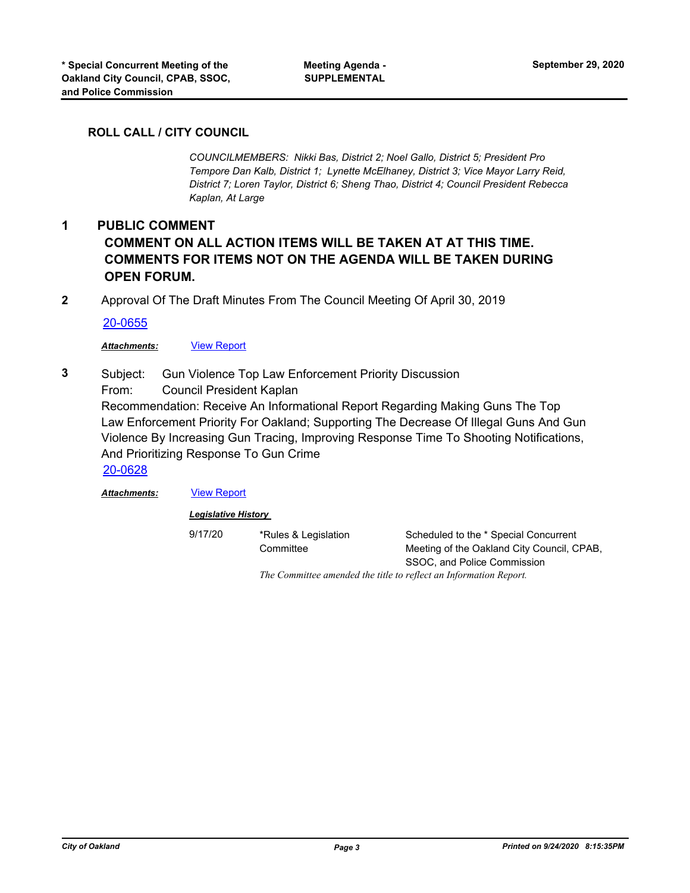## ROLL CALL / CITY COUNCIL

*COUNCILMEMBERS: Nikki Bas, District 2; Noel Gallo, District 5; President Pro Tempore Dan Kalb, District 1; Lynette McElhaney, District 3; Vice Mayor Larry Reid, District 7; Loren Taylor, District 6; Sheng Thao, District 4; Council President Rebecca Kaplan, At Large*

**1 PUBLIC COMMENT**

**COMMENT ON ALL ACTION ITEMS WILL BE TAKEN AT AT THIS TIME. COMMENTS FOR ITEMS NOT ON THE AGENDA WILL BE TAKEN DURING OPEN FORUM.**

**2** Approval Of The Draft Minutes From The Council Meeting Of April 30, 2019

20-0655

***Attachments:*** View Report

**3** Subject: Gun Violence Top Law Enforcement Priority Discussion

From: Council President Kaplan

Recommendation: Receive An Informational Report Regarding Making Guns The Top Law Enforcement Priority For Oakland; Supporting The Decrease Of Illegal Guns And Gun Violence By Increasing Gun Tracing, Improving Response Time To Shooting Notifications, And Prioritizing Response To Gun Crime

20-0628

***Attachments:*** View Report

***Legislative History***

| | | |
|---|---|---|
| 9/17/20 | *Rules & Legislation Committee | Scheduled to the * Special Concurrent Meeting of the Oakland City Council, CPAB, SSOC, and Police Commission |

*The Committee amended the title to reflect an Information Report.*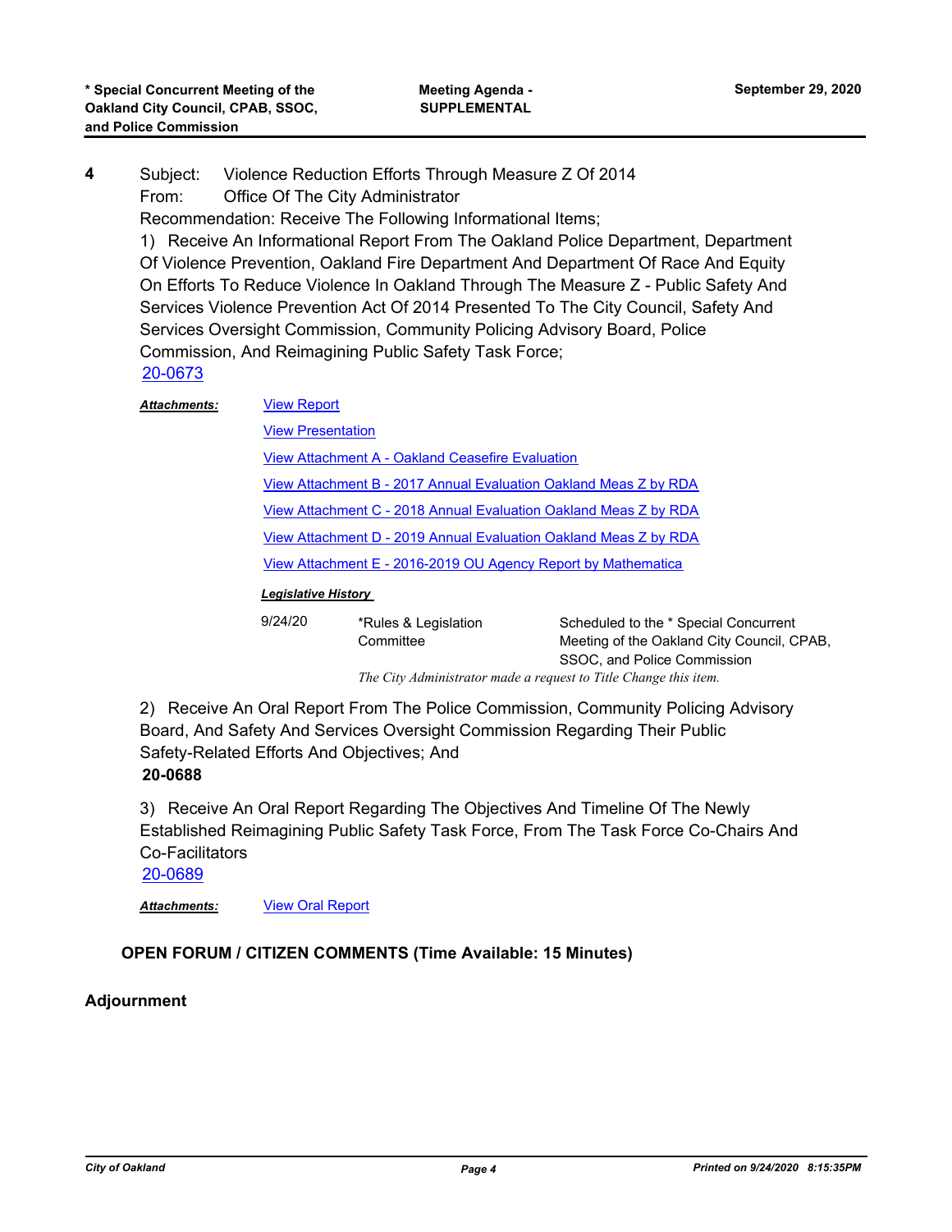**4** Subject: Violence Reduction Efforts Through Measure Z Of 2014
From: Office Of The City Administrator
Recommendation: Receive The Following Informational Items;

1) Receive An Informational Report From The Oakland Police Department, Department Of Violence Prevention, Oakland Fire Department And Department Of Race And Equity On Efforts To Reduce Violence In Oakland Through The Measure Z - Public Safety And Services Violence Prevention Act Of 2014 Presented To The City Council, Safety And Services Oversight Commission, Community Policing Advisory Board, Police Commission, And Reimagining Public Safety Task Force;

20-0673

***Attachments:***
- View Report
- View Presentation
- View Attachment A - Oakland Ceasefire Evaluation
- View Attachment B - 2017 Annual Evaluation Oakland Meas Z by RDA
- View Attachment C - 2018 Annual Evaluation Oakland Meas Z by RDA
- View Attachment D - 2019 Annual Evaluation Oakland Meas Z by RDA
- View Attachment E - 2016-2019 OU Agency Report by Mathematica

***Legislative History***

| | | |
|---|---|---|
| 9/24/20 | *Rules & Legislation Committee | Scheduled to the * Special Concurrent Meeting of the Oakland City Council, CPAB, SSOC, and Police Commission |

*The City Administrator made a request to Title Change this item.*

2) Receive An Oral Report From The Police Commission, Community Policing Advisory Board, And Safety And Services Oversight Commission Regarding Their Public Safety-Related Efforts And Objectives; And

**20-0688**

3) Receive An Oral Report Regarding The Objectives And Timeline Of The Newly Established Reimagining Public Safety Task Force, From The Task Force Co-Chairs And Co-Facilitators

20-0689

***Attachments:*** View Oral Report

**OPEN FORUM / CITIZEN COMMENTS (Time Available: 15 Minutes)**

**Adjournment**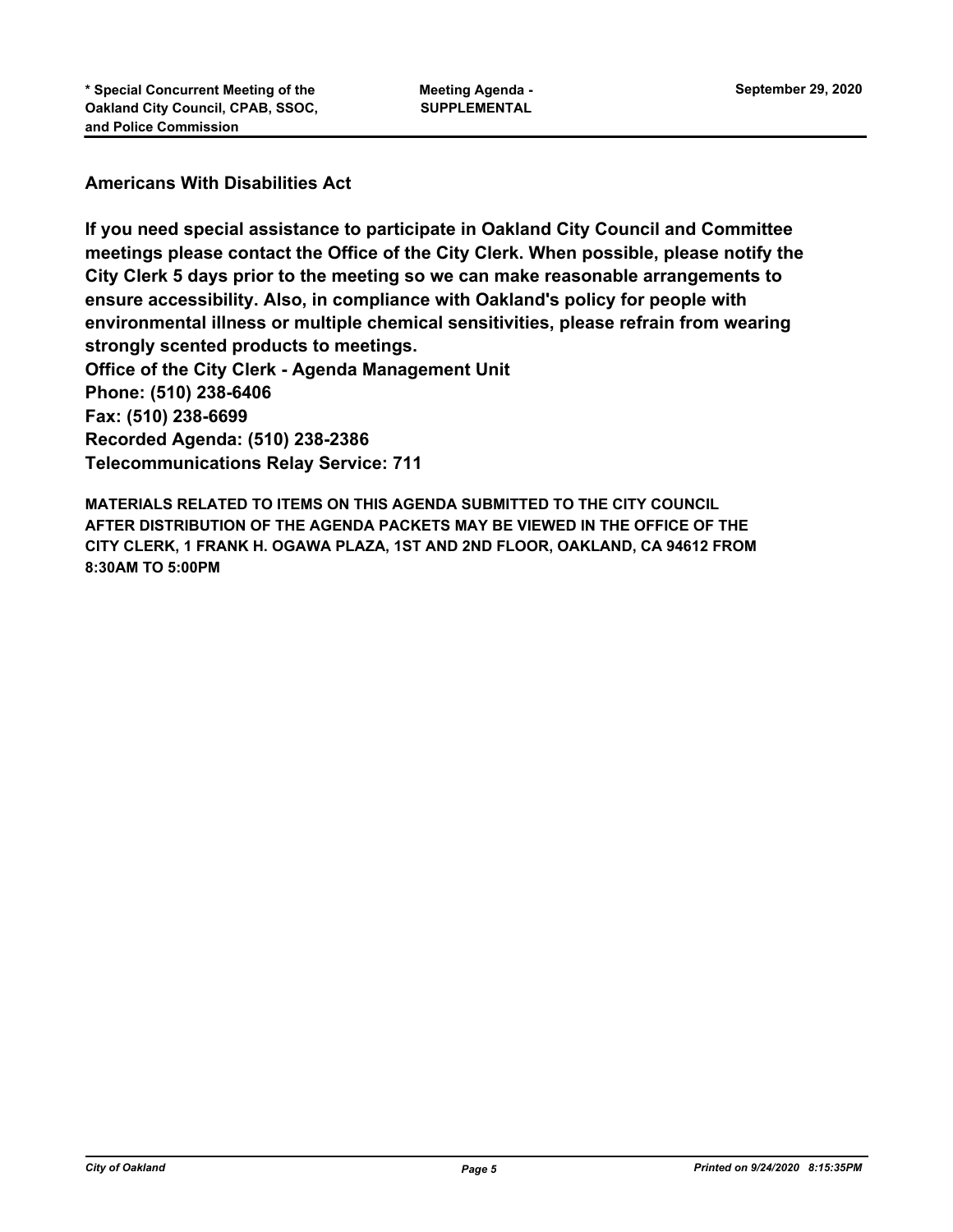## Americans With Disabilities Act

**If you need special assistance to participate in Oakland City Council and Committee meetings please contact the Office of the City Clerk. When possible, please notify the City Clerk 5 days prior to the meeting so we can make reasonable arrangements to ensure accessibility. Also, in compliance with Oakland's policy for people with environmental illness or multiple chemical sensitivities, please refrain from wearing strongly scented products to meetings.**

**Office of the City Clerk - Agenda Management Unit**
**Phone: (510) 238-6406**
**Fax: (510) 238-6699**
**Recorded Agenda: (510) 238-2386**
**Telecommunications Relay Service: 711**

**MATERIALS RELATED TO ITEMS ON THIS AGENDA SUBMITTED TO THE CITY COUNCIL AFTER DISTRIBUTION OF THE AGENDA PACKETS MAY BE VIEWED IN THE OFFICE OF THE CITY CLERK, 1 FRANK H. OGAWA PLAZA, 1ST AND 2ND FLOOR, OAKLAND, CA 94612 FROM 8:30AM TO 5:00PM**